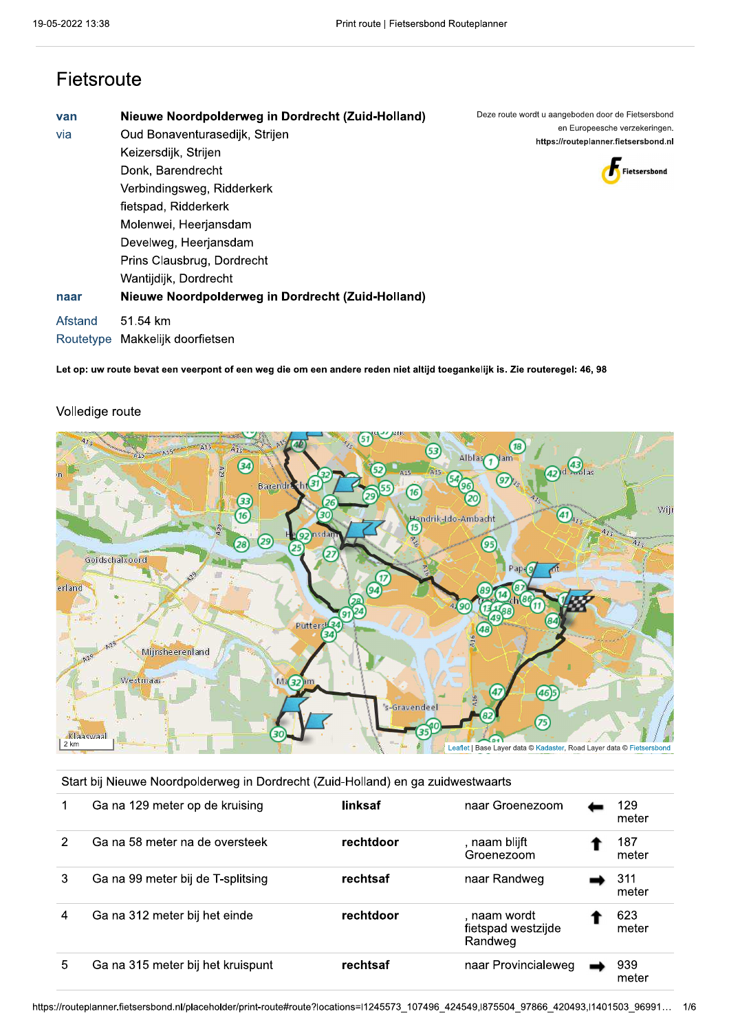# Fietsroute

| | |
|---|---|
| **van** | **Nieuwe Noordpolderweg in Dordrecht (Zuid-Holland)** |
| via | Oud Bonaventurasedijk, Strijen |
| | Keizersdijk, Strijen |
| | Donk, Barendrecht |
| | Verbindingsweg, Ridderkerk |
| | fietspad, Ridderkerk |
| | Molenwei, Heerjansdam |
| | Develweg, Heerjansdam |
| | Prins Clausbrug, Dordrecht |
| | Wantijdijk, Dordrecht |
| **naar** | **Nieuwe Noordpolderweg in Dordrecht (Zuid-Holland)** |
| Afstand | 51.54 km |
| Routetype | Makkelijk doorfietsen |

Deze route wordt u aangeboden door de Fietsersbond en Europeesche verzekeringen.
**https://routeplanner.fietsersbond.nl**

Fietsersbond

**Let op: uw route bevat een veerpont of een weg die om een andere reden niet altijd toegankelijk is. Zie routeregel: 46, 98**

## Volledige route

Leaflet | Base Layer data © Kadaster, Road Layer data © Fietsersbond

Start bij Nieuwe Noordpolderweg in Dordrecht (Zuid-Holland) en ga zuidwestwaarts

| | | | | | |
|---|---|---|---|---|---|
| 1 | Ga na 129 meter op de kruising | **linksaf** | naar Groenezoom | ⬅ | 129 meter |
| 2 | Ga na 58 meter na de oversteek | **rechtdoor** | , naam blijft Groenezoom | ⬆ | 187 meter |
| 3 | Ga na 99 meter bij de T-splitsing | **rechtsaf** | naar Randweg | ➡ | 311 meter |
| 4 | Ga na 312 meter bij het einde | **rechtdoor** | , naam wordt fietspad westzijde Randweg | ⬆ | 623 meter |
| 5 | Ga na 315 meter bij het kruispunt | **rechtsaf** | naar Provincialeweg | ➡ | 939 meter |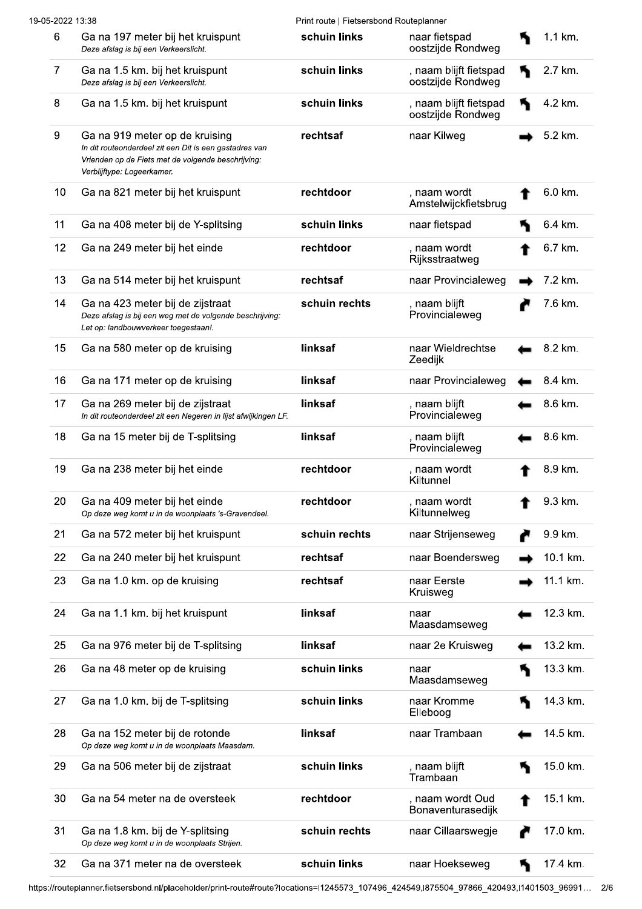| | | | | | |
|---|---|---|---|---|---|
| 6 | Ga na 197 meter bij het kruispunt<br>*Deze afslag is bij een Verkeerslicht.* | **schuin links** | naar fietspad oostzijde Rondweg | ↖ | 1.1 km. |
| 7 | Ga na 1.5 km. bij het kruispunt<br>*Deze afslag is bij een Verkeerslicht.* | **schuin links** | , naam blijft fietspad oostzijde Rondweg | ↖ | 2.7 km. |
| 8 | Ga na 1.5 km. bij het kruispunt | **schuin links** | , naam blijft fietspad oostzijde Rondweg | ↖ | 4.2 km. |
| 9 | Ga na 919 meter op de kruising<br>*In dit routeonderdeel zit een Dit is een gastadres van Vrienden op de Fiets met de volgende beschrijving: Verblijftype: Logeerkamer.* | **rechtsaf** | naar Kilweg | → | 5.2 km. |
| 10 | Ga na 821 meter bij het kruispunt | **rechtdoor** | , naam wordt Amstelwijckfietsbrug | ↑ | 6.0 km. |
| 11 | Ga na 408 meter bij de Y-splitsing | **schuin links** | naar fietspad | ↖ | 6.4 km. |
| 12 | Ga na 249 meter bij het einde | **rechtdoor** | , naam wordt Rijksstraatweg | ↑ | 6.7 km. |
| 13 | Ga na 514 meter bij het kruispunt | **rechtsaf** | naar Provincialeweg | → | 7.2 km. |
| 14 | Ga na 423 meter bij de zijstraat<br>*Deze afslag is bij een weg met de volgende beschrijving: Let op: landbouwverkeer toegestaan!.* | **schuin rechts** | , naam blijft Provincialeweg | ↗ | 7.6 km. |
| 15 | Ga na 580 meter op de kruising | **linksaf** | naar Wieldrechtse Zeedijk | ← | 8.2 km. |
| 16 | Ga na 171 meter op de kruising | **linksaf** | naar Provincialeweg | ← | 8.4 km. |
| 17 | Ga na 269 meter bij de zijstraat<br>*In dit routeonderdeel zit een Negeren in lijst afwijkingen LF.* | **linksaf** | , naam blijft Provincialeweg | ← | 8.6 km. |
| 18 | Ga na 15 meter bij de T-splitsing | **linksaf** | , naam blijft Provincialeweg | ← | 8.6 km. |
| 19 | Ga na 238 meter bij het einde | **rechtdoor** | , naam wordt Kiltunnel | ↑ | 8.9 km. |
| 20 | Ga na 409 meter bij het einde<br>*Op deze weg komt u in de woonplaats 's-Gravendeel.* | **rechtdoor** | , naam wordt Kiltunnelweg | ↑ | 9.3 km. |
| 21 | Ga na 572 meter bij het kruispunt | **schuin rechts** | naar Strijenseweg | ↗ | 9.9 km. |
| 22 | Ga na 240 meter bij het kruispunt | **rechtsaf** | naar Boendersweg | → | 10.1 km. |
| 23 | Ga na 1.0 km. op de kruising | **rechtsaf** | naar Eerste Kruisweg | → | 11.1 km. |
| 24 | Ga na 1.1 km. bij het kruispunt | **linksaf** | naar Maasdamseweg | ← | 12.3 km. |
| 25 | Ga na 976 meter bij de T-splitsing | **linksaf** | naar 2e Kruisweg | ← | 13.2 km. |
| 26 | Ga na 48 meter op de kruising | **schuin links** | naar Maasdamseweg | ↖ | 13.3 km. |
| 27 | Ga na 1.0 km. bij de T-splitsing | **schuin links** | naar Kromme Elleboog | ↖ | 14.3 km. |
| 28 | Ga na 152 meter bij de rotonde<br>*Op deze weg komt u in de woonplaats Maasdam.* | **linksaf** | naar Trambaan | ← | 14.5 km. |
| 29 | Ga na 506 meter bij de zijstraat | **schuin links** | , naam blijft Trambaan | ↖ | 15.0 km. |
| 30 | Ga na 54 meter na de oversteek | **rechtdoor** | , naam wordt Oud Bonaventurasedijk | ↑ | 15.1 km. |
| 31 | Ga na 1.8 km. bij de Y-splitsing<br>*Op deze weg komt u in de woonplaats Strijen.* | **schuin rechts** | naar Cillaarswegje | ↗ | 17.0 km. |
| 32 | Ga na 371 meter na de oversteek | **schuin links** | naar Hoekseweg | ↖ | 17.4 km. |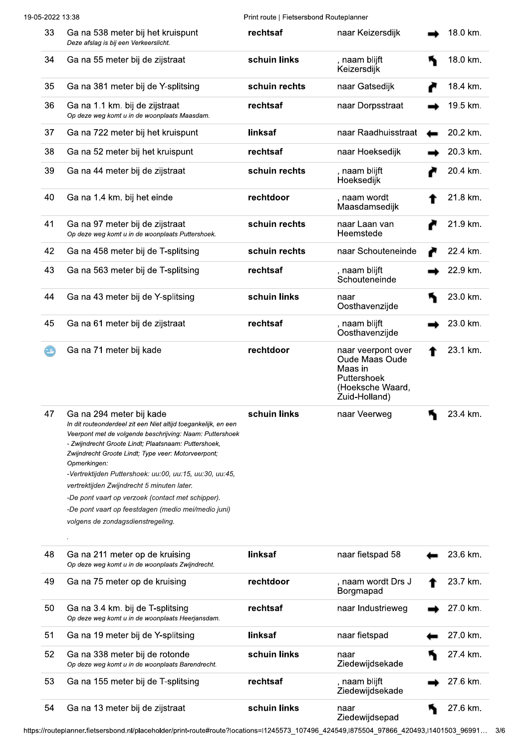| | | | | | |
|---|---|---|---|---|---|
| 33 | Ga na 538 meter bij het kruispunt<br>*Deze afslag is bij een Verkeerslicht.* | **rechtsaf** | naar Keizersdijk | ➡ | 18.0 km. |
| 34 | Ga na 55 meter bij de zijstraat | **schuin links** | , naam blijft Keizersdijk | ↖ | 18.0 km. |
| 35 | Ga na 381 meter bij de Y-splitsing | **schuin rechts** | naar Gatsedijk | ↗ | 18.4 km. |
| 36 | Ga na 1.1 km. bij de zijstraat<br>*Op deze weg komt u in de woonplaats Maasdam.* | **rechtsaf** | naar Dorpsstraat | ➡ | 19.5 km. |
| 37 | Ga na 722 meter bij het kruispunt | **linksaf** | naar Raadhuisstraat | ⬅ | 20.2 km. |
| 38 | Ga na 52 meter bij het kruispunt | **rechtsaf** | naar Hoeksedijk | ➡ | 20.3 km. |
| 39 | Ga na 44 meter bij de zijstraat | **schuin rechts** | , naam blijft Hoeksedijk | ↗ | 20.4 km. |
| 40 | Ga na 1.4 km. bij het einde | **rechtdoor** | , naam wordt Maasdamsedijk | ⬆ | 21.8 km. |
| 41 | Ga na 97 meter bij de zijstraat<br>*Op deze weg komt u in de woonplaats Puttershoek.* | **schuin rechts** | naar Laan van Heemstede | ↗ | 21.9 km. |
| 42 | Ga na 458 meter bij de T-splitsing | **schuin rechts** | naar Schouteneinde | ↗ | 22.4 km. |
| 43 | Ga na 563 meter bij de T-splitsing | **rechtsaf** | , naam blijft Schouteneinde | ➡ | 22.9 km. |
| 44 | Ga na 43 meter bij de Y-splitsing | **schuin links** | naar Oosthavenzijde | ↖ | 23.0 km. |
| 45 | Ga na 61 meter bij de zijstraat | **rechtsaf** | , naam blijft Oosthavenzijde | ➡ | 23.0 km. |
| | Ga na 71 meter bij kade | **rechtdoor** | naar veerpont over Oude Maas Oude Maas in Puttershoek (Hoeksche Waard, Zuid-Holland) | ⬆ | 23.1 km. |
| 47 | Ga na 294 meter bij kade<br>*In dit routeonderdeel zit een Niet altijd toegankelijk, en een Veerpont met de volgende beschrijving: Naam: Puttershoek - Zwijndrecht Groote Lindt; Plaatsnaam: Puttershoek, Zwijndrecht Groote Lindt; Type veer: Motorveerpont; Opmerkingen:*<br>*-Vertrektijden Puttershoek: uu:00, uu:15, uu:30, uu:45, vertrektijden Zwijndrecht 5 minuten later.*<br>*-De pont vaart op verzoek (contact met schipper).*<br>*-De pont vaart op feestdagen (medio mei/medio juni) volgens de zondagsdienstregeling.*<br>*.* | **schuin links** | naar Veerweg | ↖ | 23.4 km. |
| 48 | Ga na 211 meter op de kruising<br>*Op deze weg komt u in de woonplaats Zwijndrecht.* | **linksaf** | naar fietspad 58 | ⬅ | 23.6 km. |
| 49 | Ga na 75 meter op de kruising | **rechtdoor** | , naam wordt Drs J Borgmapad | ⬆ | 23.7 km. |
| 50 | Ga na 3.4 km. bij de T-splitsing<br>*Op deze weg komt u in de woonplaats Heerjansdam.* | **rechtsaf** | naar Industrieweg | ➡ | 27.0 km. |
| 51 | Ga na 19 meter bij de Y-splitsing | **linksaf** | naar fietspad | ⬅ | 27.0 km. |
| 52 | Ga na 338 meter bij de rotonde<br>*Op deze weg komt u in de woonplaats Barendrecht.* | **schuin links** | naar Ziedewijdsekade | ↖ | 27.4 km. |
| 53 | Ga na 155 meter bij de T-splitsing | **rechtsaf** | , naam blijft Ziedewijdsekade | ➡ | 27.6 km. |
| 54 | Ga na 13 meter bij de zijstraat | **schuin links** | naar Ziedewijdsepad | ↖ | 27.6 km. |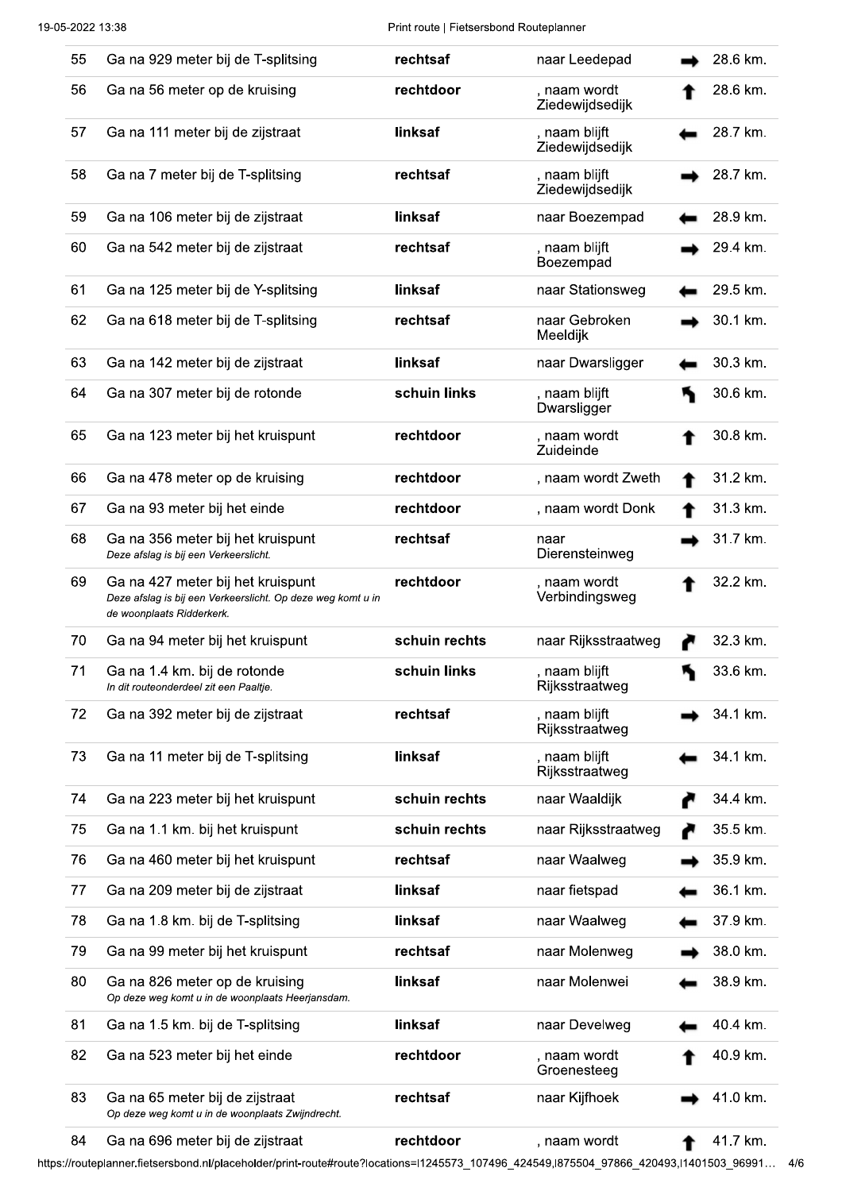| | | | | | |
|---|---|---|---|---|---|
| 55 | Ga na 929 meter bij de T-splitsing | **rechtsaf** | naar Leedepad | ➡ | 28.6 km. |
| 56 | Ga na 56 meter op de kruising | **rechtdoor** | , naam wordt Ziedewijdsedijk | ⬆ | 28.6 km. |
| 57 | Ga na 111 meter bij de zijstraat | **linksaf** | , naam blijft Ziedewijdsedijk | ⬅ | 28.7 km. |
| 58 | Ga na 7 meter bij de T-splitsing | **rechtsaf** | , naam blijft Ziedewijdsedijk | ➡ | 28.7 km. |
| 59 | Ga na 106 meter bij de zijstraat | **linksaf** | naar Boezempad | ⬅ | 28.9 km. |
| 60 | Ga na 542 meter bij de zijstraat | **rechtsaf** | , naam blijft Boezempad | ➡ | 29.4 km. |
| 61 | Ga na 125 meter bij de Y-splitsing | **linksaf** | naar Stationsweg | ⬅ | 29.5 km. |
| 62 | Ga na 618 meter bij de T-splitsing | **rechtsaf** | naar Gebroken Meeldijk | ➡ | 30.1 km. |
| 63 | Ga na 142 meter bij de zijstraat | **linksaf** | naar Dwarsligger | ⬅ | 30.3 km. |
| 64 | Ga na 307 meter bij de rotonde | **schuin links** | , naam blijft Dwarsligger | ↖ | 30.6 km. |
| 65 | Ga na 123 meter bij het kruispunt | **rechtdoor** | , naam wordt Zuideinde | ⬆ | 30.8 km. |
| 66 | Ga na 478 meter op de kruising | **rechtdoor** | , naam wordt Zweth | ⬆ | 31.2 km. |
| 67 | Ga na 93 meter bij het einde | **rechtdoor** | , naam wordt Donk | ⬆ | 31.3 km. |
| 68 | Ga na 356 meter bij het kruispunt<br>*Deze afslag is bij een Verkeerslicht.* | **rechtsaf** | naar Dierensteinweg | ➡ | 31.7 km. |
| 69 | Ga na 427 meter bij het kruispunt<br>*Deze afslag is bij een Verkeerslicht. Op deze weg komt u in de woonplaats Ridderkerk.* | **rechtdoor** | , naam wordt Verbindingsweg | ⬆ | 32.2 km. |
| 70 | Ga na 94 meter bij het kruispunt | **schuin rechts** | naar Rijksstraatweg | ↗ | 32.3 km. |
| 71 | Ga na 1.4 km. bij de rotonde<br>*In dit routeonderdeel zit een Paaltje.* | **schuin links** | , naam blijft Rijksstraatweg | ↖ | 33.6 km. |
| 72 | Ga na 392 meter bij de zijstraat | **rechtsaf** | , naam blijft Rijksstraatweg | ➡ | 34.1 km. |
| 73 | Ga na 11 meter bij de T-splitsing | **linksaf** | , naam blijft Rijksstraatweg | ⬅ | 34.1 km. |
| 74 | Ga na 223 meter bij het kruispunt | **schuin rechts** | naar Waaldijk | ↗ | 34.4 km. |
| 75 | Ga na 1.1 km. bij het kruispunt | **schuin rechts** | naar Rijksstraatweg | ↗ | 35.5 km. |
| 76 | Ga na 460 meter bij het kruispunt | **rechtsaf** | naar Waalweg | ➡ | 35.9 km. |
| 77 | Ga na 209 meter bij de zijstraat | **linksaf** | naar fietspad | ⬅ | 36.1 km. |
| 78 | Ga na 1.8 km. bij de T-splitsing | **linksaf** | naar Waalweg | ⬅ | 37.9 km. |
| 79 | Ga na 99 meter bij het kruispunt | **rechtsaf** | naar Molenweg | ➡ | 38.0 km. |
| 80 | Ga na 826 meter op de kruising<br>*Op deze weg komt u in de woonplaats Heerjansdam.* | **linksaf** | naar Molenwei | ⬅ | 38.9 km. |
| 81 | Ga na 1.5 km. bij de T-splitsing | **linksaf** | naar Develweg | ⬅ | 40.4 km. |
| 82 | Ga na 523 meter bij het einde | **rechtdoor** | , naam wordt Groenesteeg | ⬆ | 40.9 km. |
| 83 | Ga na 65 meter bij de zijstraat<br>*Op deze weg komt u in de woonplaats Zwijndrecht.* | **rechtsaf** | naar Kijfhoek | ➡ | 41.0 km. |
| 84 | Ga na 696 meter bij de zijstraat | **rechtdoor** | , naam wordt | ⬆ | 41.7 km. |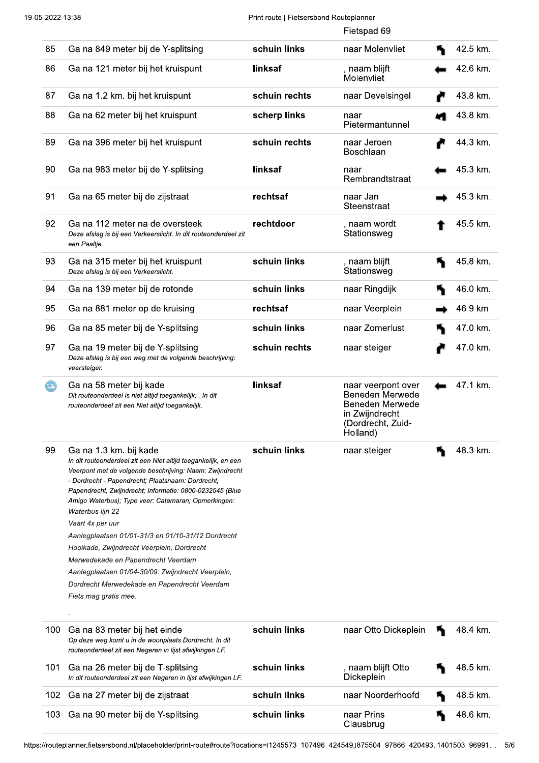| | | | Fietspad 69 | | |
|---|---|---|---|---|---|
| 85 | Ga na 849 meter bij de Y-splitsing | **schuin links** | naar Molenvliet | | 42.5 km. |
| 86 | Ga na 121 meter bij het kruispunt | **linksaf** | , naam blijft Molenvliet | | 42.6 km. |
| 87 | Ga na 1.2 km. bij het kruispunt | **schuin rechts** | naar Develsingel | | 43.8 km. |
| 88 | Ga na 62 meter bij het kruispunt | **scherp links** | naar Pietermantunnel | | 43.8 km. |
| 89 | Ga na 396 meter bij het kruispunt | **schuin rechts** | naar Jeroen Boschlaan | | 44.3 km. |
| 90 | Ga na 983 meter bij de Y-splitsing | **linksaf** | naar Rembrandtstraat | | 45.3 km. |
| 91 | Ga na 65 meter bij de zijstraat | **rechtsaf** | naar Jan Steenstraat | | 45.3 km. |
| 92 | Ga na 112 meter na de oversteek<br>*Deze afslag is bij een Verkeerslicht. In dit routeonderdeel zit een Paaltje.* | **rechtdoor** | , naam wordt Stationsweg | | 45.5 km. |
| 93 | Ga na 315 meter bij het kruispunt<br>*Deze afslag is bij een Verkeerslicht.* | **schuin links** | , naam blijft Stationsweg | | 45.8 km. |
| 94 | Ga na 139 meter bij de rotonde | **schuin links** | naar Ringdijk | | 46.0 km. |
| 95 | Ga na 881 meter op de kruising | **rechtsaf** | naar Veerplein | | 46.9 km. |
| 96 | Ga na 85 meter bij de Y-splitsing | **schuin links** | naar Zomerlust | | 47.0 km. |
| 97 | Ga na 19 meter bij de Y-splitsing<br>*Deze afslag is bij een weg met de volgende beschrijving: veersteiger.* | **schuin rechts** | naar steiger | | 47.0 km. |
| | Ga na 58 meter bij kade<br>*Dit routeonderdeel is niet altijd toegankelijk; . In dit routeonderdeel zit een Niet altijd toegankelijk.* | **linksaf** | naar veerpont over Beneden Merwede Beneden Merwede in Zwijndrecht (Dordrecht, Zuid-Holland) | | 47.1 km. |
| 99 | Ga na 1.3 km. bij kade<br>*In dit routeonderdeel zit een Niet altijd toegankelijk, en een Veerpont met de volgende beschrijving: Naam: Zwijndrecht - Dordrecht - Papendrecht; Plaatsnaam: Dordrecht, Papendrecht, Zwijndrecht; Informatie: 0800-0232545 (Blue Amigo Waterbus); Type veer: Catamaran; Opmerkingen: Waterbus lijn 22*<br>*Vaart 4x per uur*<br>*Aanlegplaatsen 01/01-31/3 en 01/10-31/12 Dordrecht Hooikade, Zwijndrecht Veerplein, Dordrecht Merwedekade en Papendrecht Veerdam*<br>*Aanlegplaatsen 01/04-30/09: Zwijndrecht Veerplein, Dordrecht Merwedekade en Papendrecht Veerdam*<br>*Fiets mag gratis mee.*<br>. | **schuin links** | naar steiger | | 48.3 km. |
| 100 | Ga na 83 meter bij het einde<br>*Op deze weg komt u in de woonplaats Dordrecht. In dit routeonderdeel zit een Negeren in lijst afwijkingen LF.* | **schuin links** | naar Otto Dickeplein | | 48.4 km. |
| 101 | Ga na 26 meter bij de T-splitsing<br>*In dit routeonderdeel zit een Negeren in lijst afwijkingen LF.* | **schuin links** | , naam blijft Otto Dickeplein | | 48.5 km. |
| 102 | Ga na 27 meter bij de zijstraat | **schuin links** | naar Noorderhoofd | | 48.5 km. |
| 103 | Ga na 90 meter bij de Y-splitsing | **schuin links** | naar Prins Clausbrug | | 48.6 km. |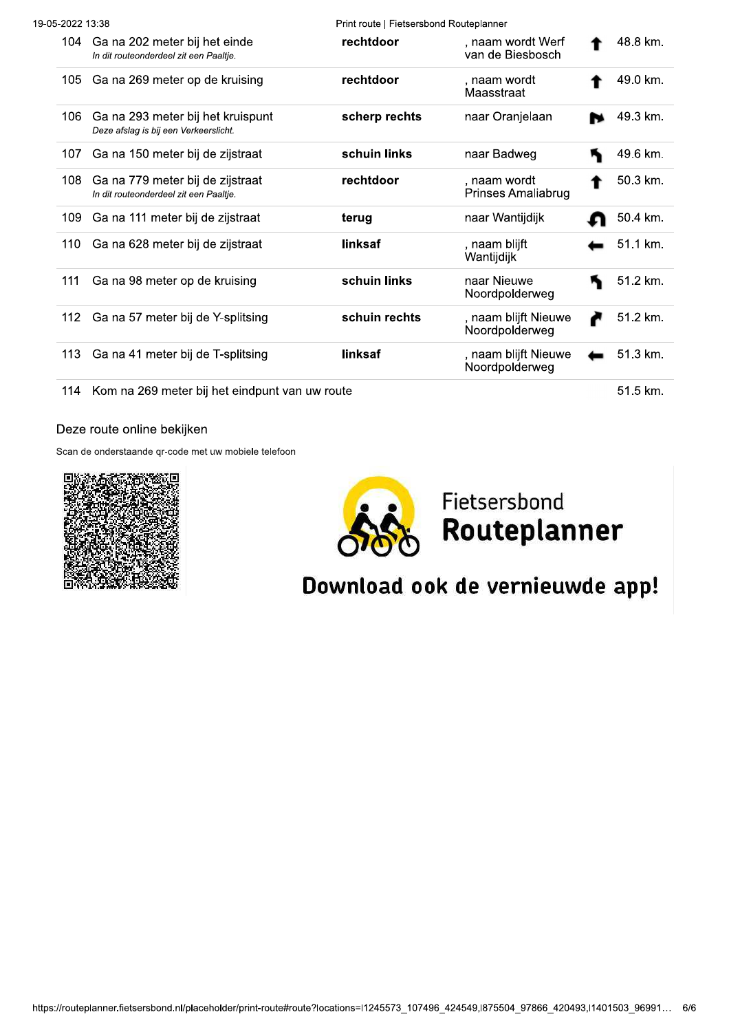| | | | | | |
|---|---|---|---|---|---|
| 104 | Ga na 202 meter bij het einde<br>*In dit routeonderdeel zit een Paaltje.* | **rechtdoor** | , naam wordt Werf van de Biesbosch | ↑ | 48.8 km. |
| 105 | Ga na 269 meter op de kruising | **rechtdoor** | , naam wordt Maasstraat | ↑ | 49.0 km. |
| 106 | Ga na 293 meter bij het kruispunt<br>*Deze afslag is bij een Verkeerslicht.* | **scherp rechts** | naar Oranjelaan | | 49.3 km. |
| 107 | Ga na 150 meter bij de zijstraat | **schuin links** | naar Badweg | | 49.6 km. |
| 108 | Ga na 779 meter bij de zijstraat<br>*In dit routeonderdeel zit een Paaltje.* | **rechtdoor** | , naam wordt Prinses Amaliabrug | ↑ | 50.3 km. |
| 109 | Ga na 111 meter bij de zijstraat | **terug** | naar Wantijdijk | | 50.4 km. |
| 110 | Ga na 628 meter bij de zijstraat | **linksaf** | , naam blijft Wantijdijk | ← | 51.1 km. |
| 111 | Ga na 98 meter op de kruising | **schuin links** | naar Nieuwe Noordpolderweg | | 51.2 km. |
| 112 | Ga na 57 meter bij de Y-splitsing | **schuin rechts** | , naam blijft Nieuwe Noordpolderweg | | 51.2 km. |
| 113 | Ga na 41 meter bij de T-splitsing | **linksaf** | , naam blijft Nieuwe Noordpolderweg | ← | 51.3 km. |
| 114 | Kom na 269 meter bij het eindpunt van uw route | | | | 51.5 km. |

Deze route online bekijken

Scan de onderstaande qr-code met uw mobiele telefoon

Fietsersbond **Routeplanner**

**Download ook de vernieuwde app!**